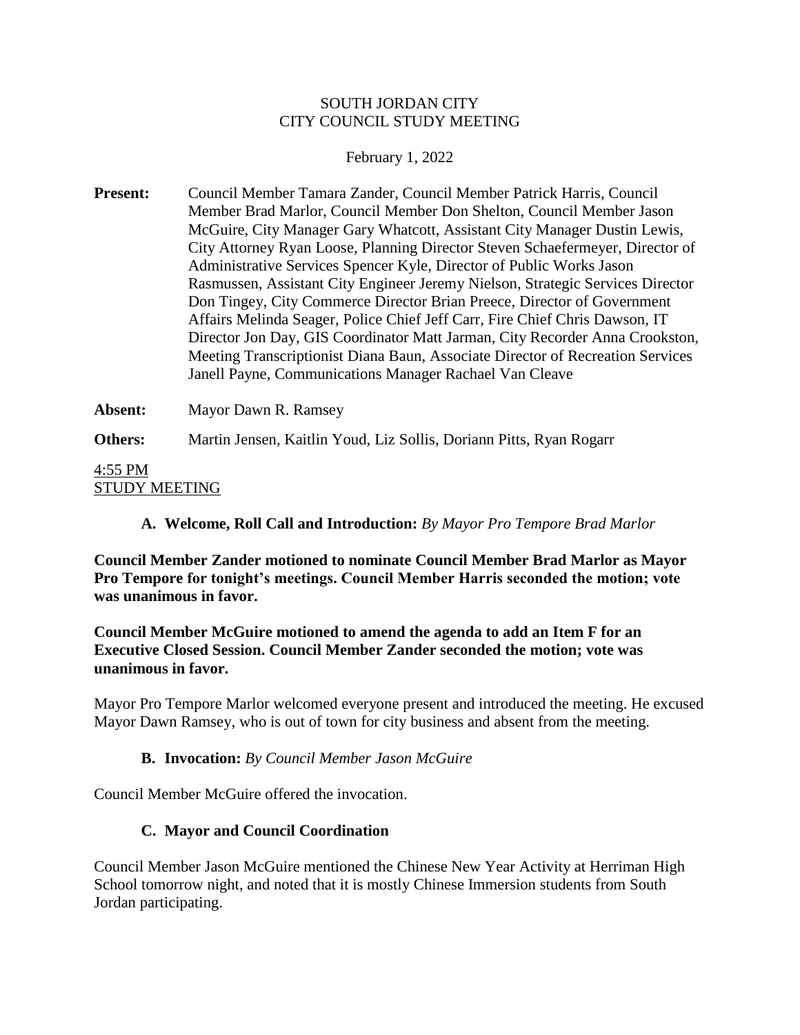# SOUTH JORDAN CITY
# CITY COUNCIL STUDY MEETING

February 1, 2022

**Present:** Council Member Tamara Zander, Council Member Patrick Harris, Council Member Brad Marlor, Council Member Don Shelton, Council Member Jason McGuire, City Manager Gary Whatcott, Assistant City Manager Dustin Lewis, City Attorney Ryan Loose, Planning Director Steven Schaefermeyer, Director of Administrative Services Spencer Kyle, Director of Public Works Jason Rasmussen, Assistant City Engineer Jeremy Nielson, Strategic Services Director Don Tingey, City Commerce Director Brian Preece, Director of Government Affairs Melinda Seager, Police Chief Jeff Carr, Fire Chief Chris Dawson, IT Director Jon Day, GIS Coordinator Matt Jarman, City Recorder Anna Crookston, Meeting Transcriptionist Diana Baun, Associate Director of Recreation Services Janell Payne, Communications Manager Rachael Van Cleave

**Absent:** Mayor Dawn R. Ramsey

**Others:** Martin Jensen, Kaitlin Youd, Liz Sollis, Doriann Pitts, Ryan Rogarr

4:55 PM
STUDY MEETING

**A. Welcome, Roll Call and Introduction:** *By Mayor Pro Tempore Brad Marlor*

**Council Member Zander motioned to nominate Council Member Brad Marlor as Mayor Pro Tempore for tonight's meetings. Council Member Harris seconded the motion; vote was unanimous in favor.**

**Council Member McGuire motioned to amend the agenda to add an Item F for an Executive Closed Session. Council Member Zander seconded the motion; vote was unanimous in favor.**

Mayor Pro Tempore Marlor welcomed everyone present and introduced the meeting. He excused Mayor Dawn Ramsey, who is out of town for city business and absent from the meeting.

**B. Invocation:** *By Council Member Jason McGuire*

Council Member McGuire offered the invocation.

**C. Mayor and Council Coordination**

Council Member Jason McGuire mentioned the Chinese New Year Activity at Herriman High School tomorrow night, and noted that it is mostly Chinese Immersion students from South Jordan participating.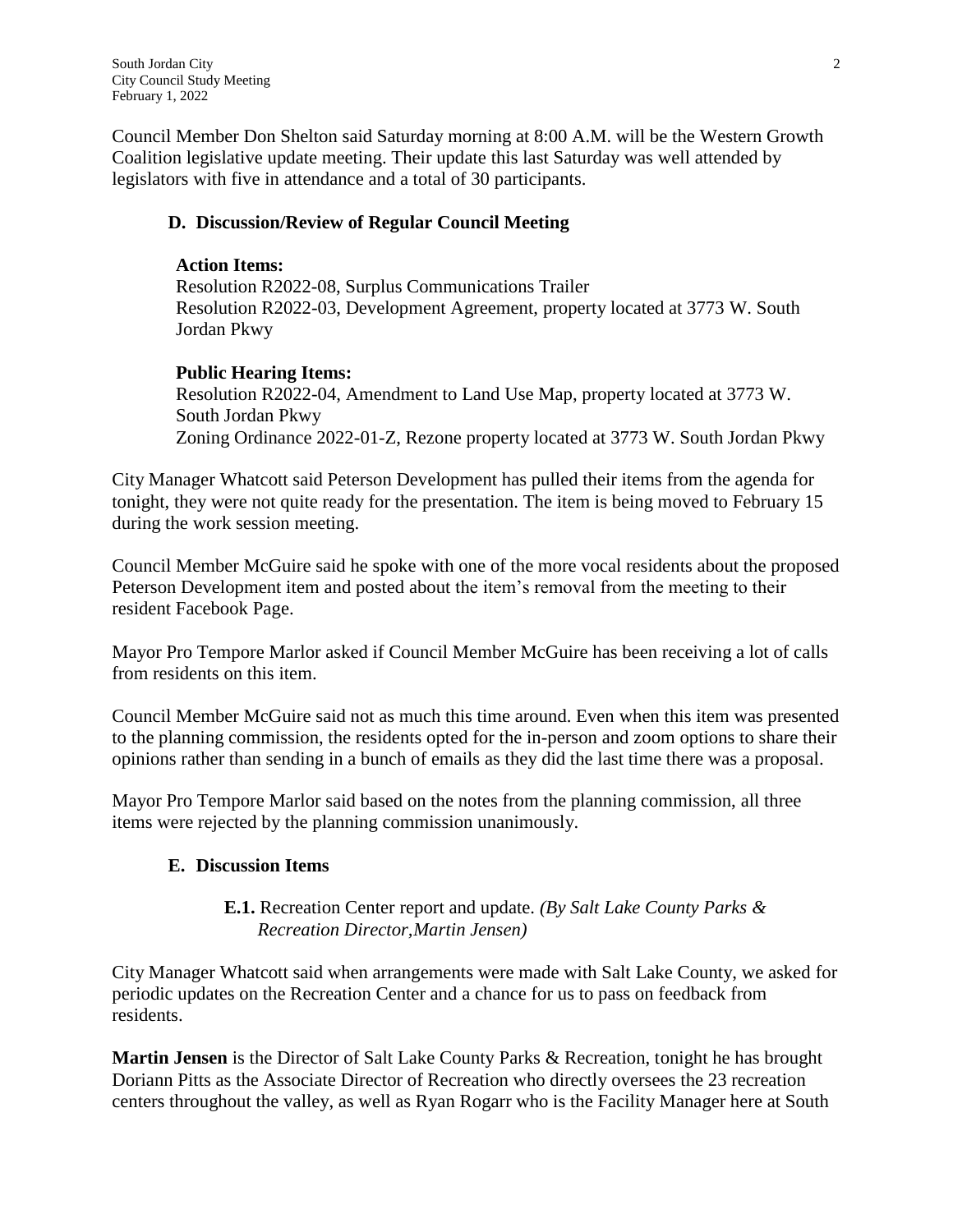Council Member Don Shelton said Saturday morning at 8:00 A.M. will be the Western Growth Coalition legislative update meeting. Their update this last Saturday was well attended by legislators with five in attendance and a total of 30 participants.

### D. Discussion/Review of Regular Council Meeting

**Action Items:**
Resolution R2022-08, Surplus Communications Trailer
Resolution R2022-03, Development Agreement, property located at 3773 W. South Jordan Pkwy

**Public Hearing Items:**
Resolution R2022-04, Amendment to Land Use Map, property located at 3773 W. South Jordan Pkwy
Zoning Ordinance 2022-01-Z, Rezone property located at 3773 W. South Jordan Pkwy

City Manager Whatcott said Peterson Development has pulled their items from the agenda for tonight, they were not quite ready for the presentation. The item is being moved to February 15 during the work session meeting.

Council Member McGuire said he spoke with one of the more vocal residents about the proposed Peterson Development item and posted about the item's removal from the meeting to their resident Facebook Page.

Mayor Pro Tempore Marlor asked if Council Member McGuire has been receiving a lot of calls from residents on this item.

Council Member McGuire said not as much this time around. Even when this item was presented to the planning commission, the residents opted for the in-person and zoom options to share their opinions rather than sending in a bunch of emails as they did the last time there was a proposal.

Mayor Pro Tempore Marlor said based on the notes from the planning commission, all three items were rejected by the planning commission unanimously.

### E. Discussion Items

**E.1.** Recreation Center report and update. *(By Salt Lake County Parks & Recreation Director,Martin Jensen)*

City Manager Whatcott said when arrangements were made with Salt Lake County, we asked for periodic updates on the Recreation Center and a chance for us to pass on feedback from residents.

**Martin Jensen** is the Director of Salt Lake County Parks & Recreation, tonight he has brought Doriann Pitts as the Associate Director of Recreation who directly oversees the 23 recreation centers throughout the valley, as well as Ryan Rogarr who is the Facility Manager here at South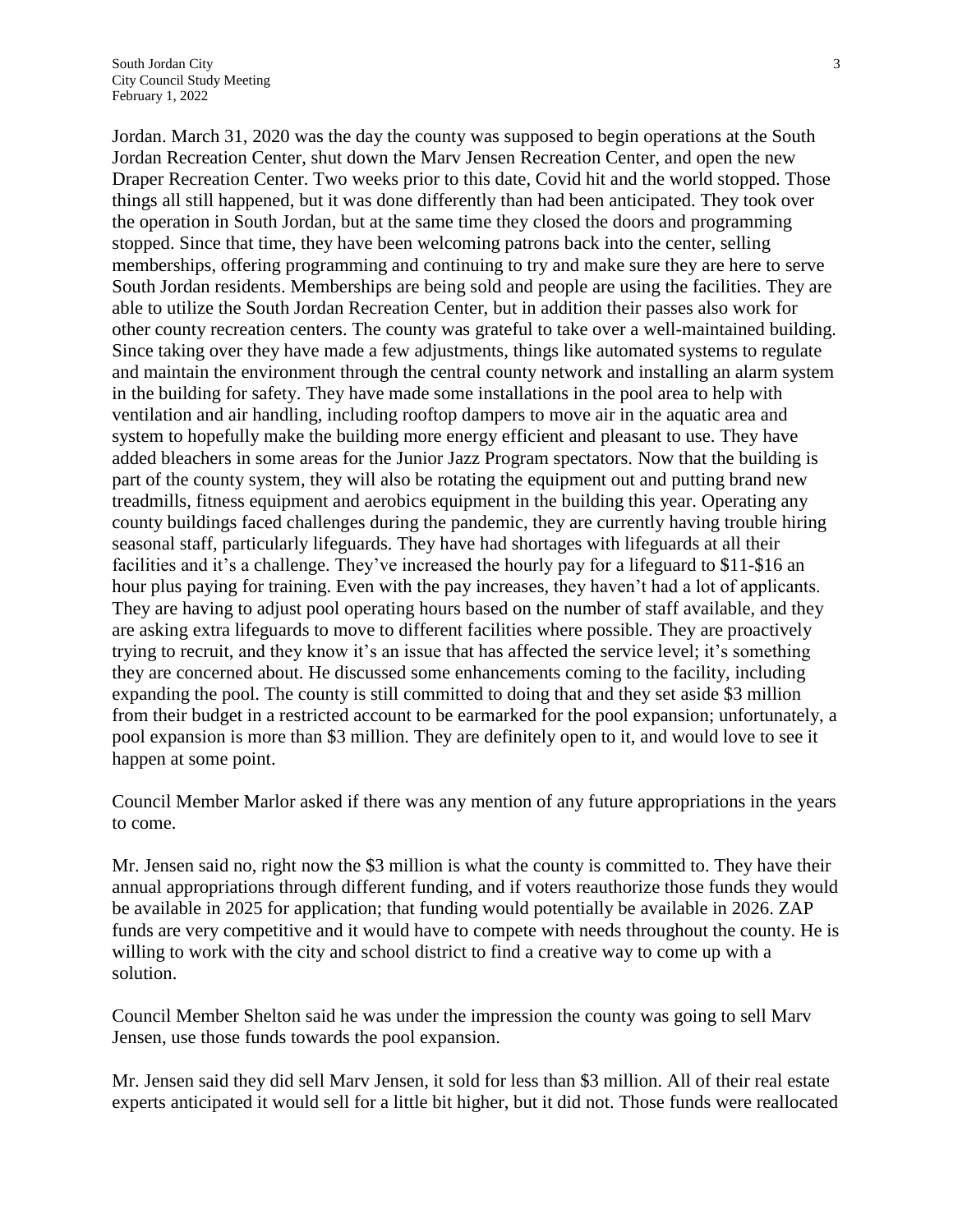Jordan. March 31, 2020 was the day the county was supposed to begin operations at the South Jordan Recreation Center, shut down the Marv Jensen Recreation Center, and open the new Draper Recreation Center. Two weeks prior to this date, Covid hit and the world stopped. Those things all still happened, but it was done differently than had been anticipated. They took over the operation in South Jordan, but at the same time they closed the doors and programming stopped. Since that time, they have been welcoming patrons back into the center, selling memberships, offering programming and continuing to try and make sure they are here to serve South Jordan residents. Memberships are being sold and people are using the facilities. They are able to utilize the South Jordan Recreation Center, but in addition their passes also work for other county recreation centers. The county was grateful to take over a well-maintained building. Since taking over they have made a few adjustments, things like automated systems to regulate and maintain the environment through the central county network and installing an alarm system in the building for safety. They have made some installations in the pool area to help with ventilation and air handling, including rooftop dampers to move air in the aquatic area and system to hopefully make the building more energy efficient and pleasant to use. They have added bleachers in some areas for the Junior Jazz Program spectators. Now that the building is part of the county system, they will also be rotating the equipment out and putting brand new treadmills, fitness equipment and aerobics equipment in the building this year. Operating any county buildings faced challenges during the pandemic, they are currently having trouble hiring seasonal staff, particularly lifeguards. They have had shortages with lifeguards at all their facilities and it's a challenge. They've increased the hourly pay for a lifeguard to $11-$16 an hour plus paying for training. Even with the pay increases, they haven't had a lot of applicants. They are having to adjust pool operating hours based on the number of staff available, and they are asking extra lifeguards to move to different facilities where possible. They are proactively trying to recruit, and they know it's an issue that has affected the service level; it's something they are concerned about. He discussed some enhancements coming to the facility, including expanding the pool. The county is still committed to doing that and they set aside $3 million from their budget in a restricted account to be earmarked for the pool expansion; unfortunately, a pool expansion is more than $3 million. They are definitely open to it, and would love to see it happen at some point.

Council Member Marlor asked if there was any mention of any future appropriations in the years to come.

Mr. Jensen said no, right now the $3 million is what the county is committed to. They have their annual appropriations through different funding, and if voters reauthorize those funds they would be available in 2025 for application; that funding would potentially be available in 2026. ZAP funds are very competitive and it would have to compete with needs throughout the county. He is willing to work with the city and school district to find a creative way to come up with a solution.

Council Member Shelton said he was under the impression the county was going to sell Marv Jensen, use those funds towards the pool expansion.

Mr. Jensen said they did sell Marv Jensen, it sold for less than $3 million. All of their real estate experts anticipated it would sell for a little bit higher, but it did not. Those funds were reallocated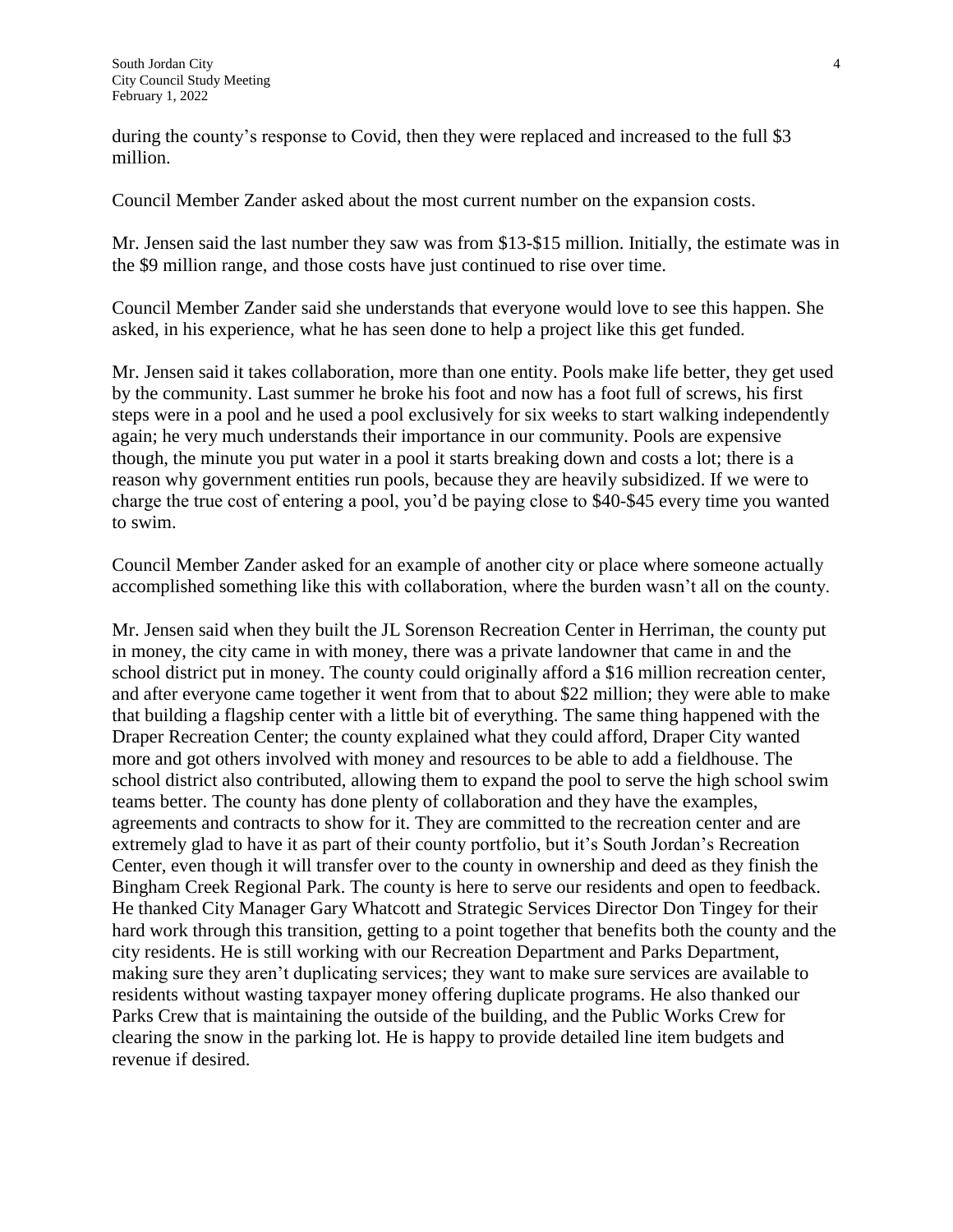during the county's response to Covid, then they were replaced and increased to the full $3 million.

Council Member Zander asked about the most current number on the expansion costs.

Mr. Jensen said the last number they saw was from $13-$15 million. Initially, the estimate was in the $9 million range, and those costs have just continued to rise over time.

Council Member Zander said she understands that everyone would love to see this happen. She asked, in his experience, what he has seen done to help a project like this get funded.

Mr. Jensen said it takes collaboration, more than one entity. Pools make life better, they get used by the community. Last summer he broke his foot and now has a foot full of screws, his first steps were in a pool and he used a pool exclusively for six weeks to start walking independently again; he very much understands their importance in our community. Pools are expensive though, the minute you put water in a pool it starts breaking down and costs a lot; there is a reason why government entities run pools, because they are heavily subsidized. If we were to charge the true cost of entering a pool, you'd be paying close to $40-$45 every time you wanted to swim.

Council Member Zander asked for an example of another city or place where someone actually accomplished something like this with collaboration, where the burden wasn't all on the county.

Mr. Jensen said when they built the JL Sorenson Recreation Center in Herriman, the county put in money, the city came in with money, there was a private landowner that came in and the school district put in money. The county could originally afford a $16 million recreation center, and after everyone came together it went from that to about $22 million; they were able to make that building a flagship center with a little bit of everything. The same thing happened with the Draper Recreation Center; the county explained what they could afford, Draper City wanted more and got others involved with money and resources to be able to add a fieldhouse. The school district also contributed, allowing them to expand the pool to serve the high school swim teams better. The county has done plenty of collaboration and they have the examples, agreements and contracts to show for it. They are committed to the recreation center and are extremely glad to have it as part of their county portfolio, but it's South Jordan's Recreation Center, even though it will transfer over to the county in ownership and deed as they finish the Bingham Creek Regional Park. The county is here to serve our residents and open to feedback. He thanked City Manager Gary Whatcott and Strategic Services Director Don Tingey for their hard work through this transition, getting to a point together that benefits both the county and the city residents. He is still working with our Recreation Department and Parks Department, making sure they aren't duplicating services; they want to make sure services are available to residents without wasting taxpayer money offering duplicate programs. He also thanked our Parks Crew that is maintaining the outside of the building, and the Public Works Crew for clearing the snow in the parking lot. He is happy to provide detailed line item budgets and revenue if desired.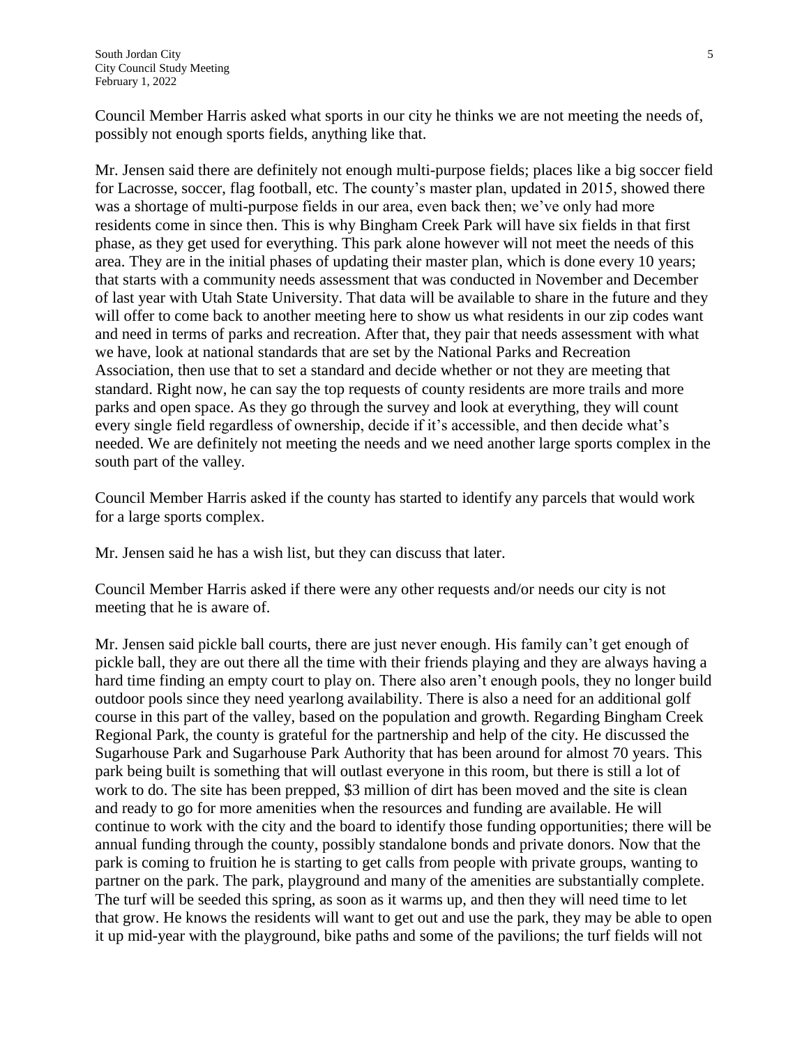Council Member Harris asked what sports in our city he thinks we are not meeting the needs of, possibly not enough sports fields, anything like that.

Mr. Jensen said there are definitely not enough multi-purpose fields; places like a big soccer field for Lacrosse, soccer, flag football, etc. The county's master plan, updated in 2015, showed there was a shortage of multi-purpose fields in our area, even back then; we've only had more residents come in since then. This is why Bingham Creek Park will have six fields in that first phase, as they get used for everything. This park alone however will not meet the needs of this area. They are in the initial phases of updating their master plan, which is done every 10 years; that starts with a community needs assessment that was conducted in November and December of last year with Utah State University. That data will be available to share in the future and they will offer to come back to another meeting here to show us what residents in our zip codes want and need in terms of parks and recreation. After that, they pair that needs assessment with what we have, look at national standards that are set by the National Parks and Recreation Association, then use that to set a standard and decide whether or not they are meeting that standard. Right now, he can say the top requests of county residents are more trails and more parks and open space. As they go through the survey and look at everything, they will count every single field regardless of ownership, decide if it's accessible, and then decide what's needed. We are definitely not meeting the needs and we need another large sports complex in the south part of the valley.

Council Member Harris asked if the county has started to identify any parcels that would work for a large sports complex.

Mr. Jensen said he has a wish list, but they can discuss that later.

Council Member Harris asked if there were any other requests and/or needs our city is not meeting that he is aware of.

Mr. Jensen said pickle ball courts, there are just never enough. His family can't get enough of pickle ball, they are out there all the time with their friends playing and they are always having a hard time finding an empty court to play on. There also aren't enough pools, they no longer build outdoor pools since they need yearlong availability. There is also a need for an additional golf course in this part of the valley, based on the population and growth. Regarding Bingham Creek Regional Park, the county is grateful for the partnership and help of the city. He discussed the Sugarhouse Park and Sugarhouse Park Authority that has been around for almost 70 years. This park being built is something that will outlast everyone in this room, but there is still a lot of work to do. The site has been prepped, $3 million of dirt has been moved and the site is clean and ready to go for more amenities when the resources and funding are available. He will continue to work with the city and the board to identify those funding opportunities; there will be annual funding through the county, possibly standalone bonds and private donors. Now that the park is coming to fruition he is starting to get calls from people with private groups, wanting to partner on the park. The park, playground and many of the amenities are substantially complete. The turf will be seeded this spring, as soon as it warms up, and then they will need time to let that grow. He knows the residents will want to get out and use the park, they may be able to open it up mid-year with the playground, bike paths and some of the pavilions; the turf fields will not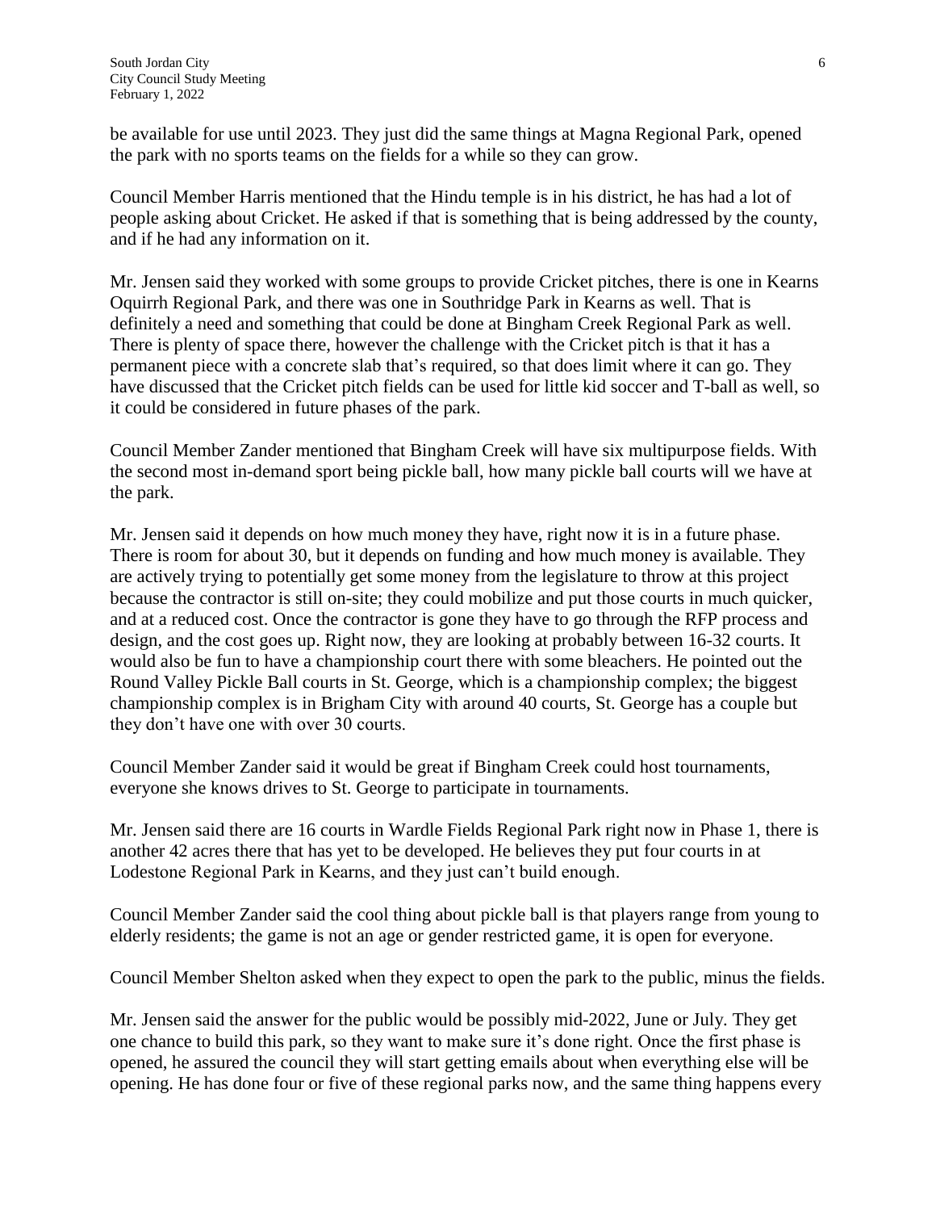be available for use until 2023. They just did the same things at Magna Regional Park, opened the park with no sports teams on the fields for a while so they can grow.

Council Member Harris mentioned that the Hindu temple is in his district, he has had a lot of people asking about Cricket. He asked if that is something that is being addressed by the county, and if he had any information on it.

Mr. Jensen said they worked with some groups to provide Cricket pitches, there is one in Kearns Oquirrh Regional Park, and there was one in Southridge Park in Kearns as well. That is definitely a need and something that could be done at Bingham Creek Regional Park as well. There is plenty of space there, however the challenge with the Cricket pitch is that it has a permanent piece with a concrete slab that's required, so that does limit where it can go. They have discussed that the Cricket pitch fields can be used for little kid soccer and T-ball as well, so it could be considered in future phases of the park.

Council Member Zander mentioned that Bingham Creek will have six multipurpose fields. With the second most in-demand sport being pickle ball, how many pickle ball courts will we have at the park.

Mr. Jensen said it depends on how much money they have, right now it is in a future phase. There is room for about 30, but it depends on funding and how much money is available. They are actively trying to potentially get some money from the legislature to throw at this project because the contractor is still on-site; they could mobilize and put those courts in much quicker, and at a reduced cost. Once the contractor is gone they have to go through the RFP process and design, and the cost goes up. Right now, they are looking at probably between 16-32 courts. It would also be fun to have a championship court there with some bleachers. He pointed out the Round Valley Pickle Ball courts in St. George, which is a championship complex; the biggest championship complex is in Brigham City with around 40 courts, St. George has a couple but they don't have one with over 30 courts.

Council Member Zander said it would be great if Bingham Creek could host tournaments, everyone she knows drives to St. George to participate in tournaments.

Mr. Jensen said there are 16 courts in Wardle Fields Regional Park right now in Phase 1, there is another 42 acres there that has yet to be developed. He believes they put four courts in at Lodestone Regional Park in Kearns, and they just can't build enough.

Council Member Zander said the cool thing about pickle ball is that players range from young to elderly residents; the game is not an age or gender restricted game, it is open for everyone.

Council Member Shelton asked when they expect to open the park to the public, minus the fields.

Mr. Jensen said the answer for the public would be possibly mid-2022, June or July. They get one chance to build this park, so they want to make sure it's done right. Once the first phase is opened, he assured the council they will start getting emails about when everything else will be opening. He has done four or five of these regional parks now, and the same thing happens every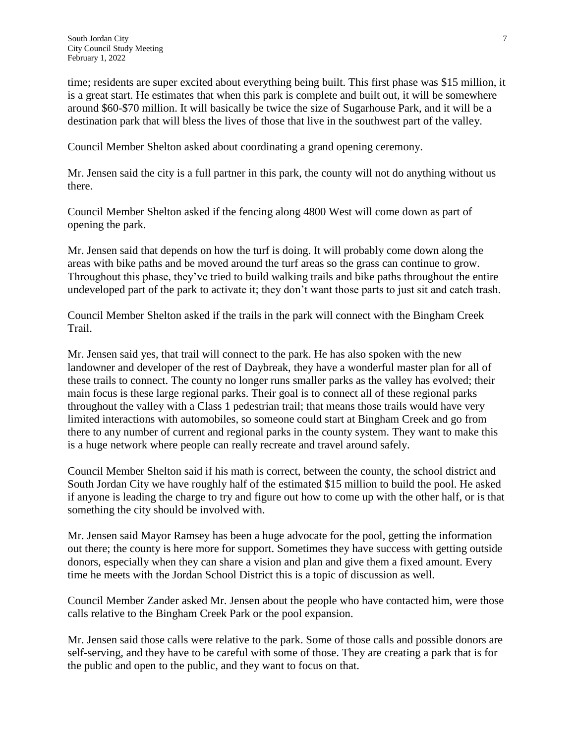time; residents are super excited about everything being built. This first phase was $15 million, it is a great start. He estimates that when this park is complete and built out, it will be somewhere around $60-$70 million. It will basically be twice the size of Sugarhouse Park, and it will be a destination park that will bless the lives of those that live in the southwest part of the valley.

Council Member Shelton asked about coordinating a grand opening ceremony.

Mr. Jensen said the city is a full partner in this park, the county will not do anything without us there.

Council Member Shelton asked if the fencing along 4800 West will come down as part of opening the park.

Mr. Jensen said that depends on how the turf is doing. It will probably come down along the areas with bike paths and be moved around the turf areas so the grass can continue to grow. Throughout this phase, they've tried to build walking trails and bike paths throughout the entire undeveloped part of the park to activate it; they don't want those parts to just sit and catch trash.

Council Member Shelton asked if the trails in the park will connect with the Bingham Creek Trail.

Mr. Jensen said yes, that trail will connect to the park. He has also spoken with the new landowner and developer of the rest of Daybreak, they have a wonderful master plan for all of these trails to connect. The county no longer runs smaller parks as the valley has evolved; their main focus is these large regional parks. Their goal is to connect all of these regional parks throughout the valley with a Class 1 pedestrian trail; that means those trails would have very limited interactions with automobiles, so someone could start at Bingham Creek and go from there to any number of current and regional parks in the county system. They want to make this is a huge network where people can really recreate and travel around safely.

Council Member Shelton said if his math is correct, between the county, the school district and South Jordan City we have roughly half of the estimated $15 million to build the pool. He asked if anyone is leading the charge to try and figure out how to come up with the other half, or is that something the city should be involved with.

Mr. Jensen said Mayor Ramsey has been a huge advocate for the pool, getting the information out there; the county is here more for support. Sometimes they have success with getting outside donors, especially when they can share a vision and plan and give them a fixed amount. Every time he meets with the Jordan School District this is a topic of discussion as well.

Council Member Zander asked Mr. Jensen about the people who have contacted him, were those calls relative to the Bingham Creek Park or the pool expansion.

Mr. Jensen said those calls were relative to the park. Some of those calls and possible donors are self-serving, and they have to be careful with some of those. They are creating a park that is for the public and open to the public, and they want to focus on that.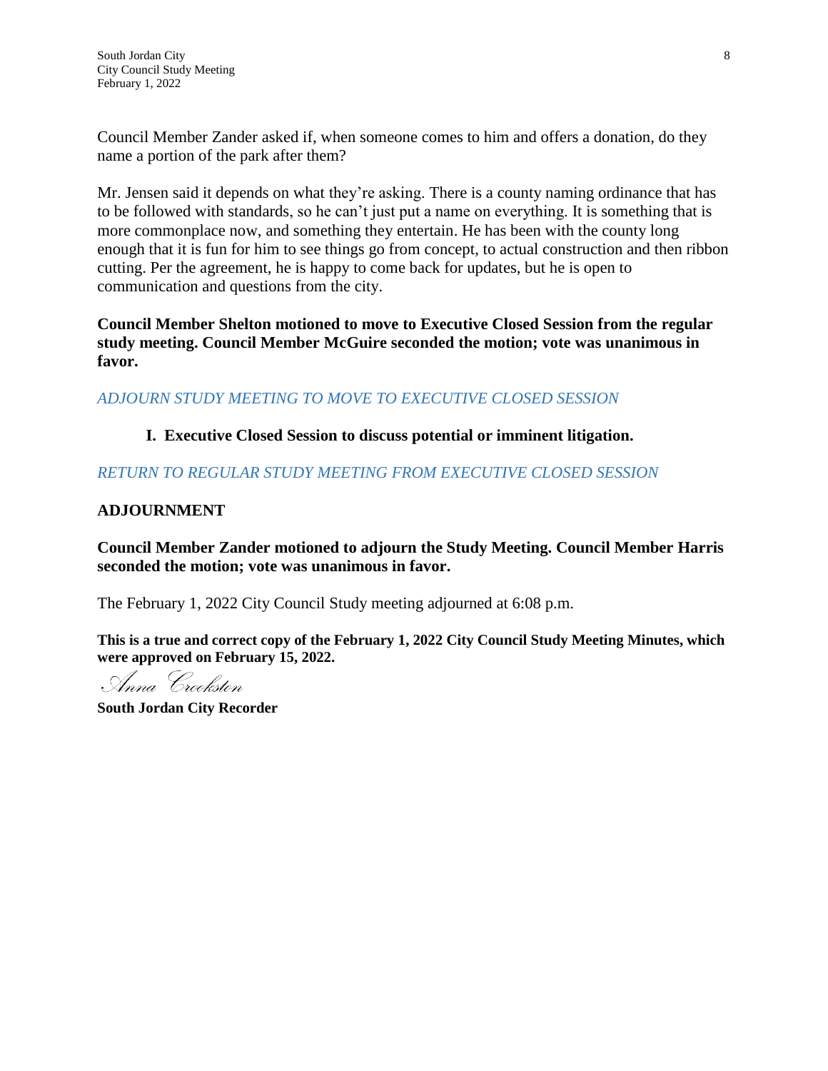Council Member Zander asked if, when someone comes to him and offers a donation, do they name a portion of the park after them?

Mr. Jensen said it depends on what they're asking. There is a county naming ordinance that has to be followed with standards, so he can't just put a name on everything. It is something that is more commonplace now, and something they entertain. He has been with the county long enough that it is fun for him to see things go from concept, to actual construction and then ribbon cutting. Per the agreement, he is happy to come back for updates, but he is open to communication and questions from the city.

**Council Member Shelton motioned to move to Executive Closed Session from the regular study meeting. Council Member McGuire seconded the motion; vote was unanimous in favor.**

*ADJOURN STUDY MEETING TO MOVE TO EXECUTIVE CLOSED SESSION*

**I. Executive Closed Session to discuss potential or imminent litigation.**

*RETURN TO REGULAR STUDY MEETING FROM EXECUTIVE CLOSED SESSION*

## ADJOURNMENT

**Council Member Zander motioned to adjourn the Study Meeting. Council Member Harris seconded the motion; vote was unanimous in favor.**

The February 1, 2022 City Council Study meeting adjourned at 6:08 p.m.

**This is a true and correct copy of the February 1, 2022 City Council Study Meeting Minutes, which were approved on February 15, 2022.**

Anna Crookston

**South Jordan City Recorder**